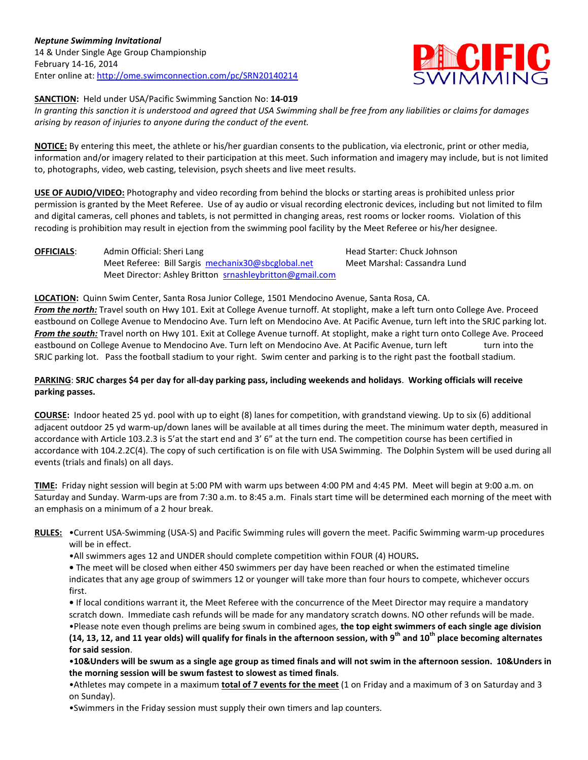***Neptune Swimming Invitational***
14 & Under Single Age Group Championship
February 14-16, 2014
Enter online at: http://ome.swimconnection.com/pc/SRN20140214

**SANCTION**: Held under USA/Pacific Swimming Sanction No: **14-019**
*In granting this sanction it is understood and agreed that USA Swimming shall be free from any liabilities or claims for damages arising by reason of injuries to anyone during the conduct of the event.*

**NOTICE:** By entering this meet, the athlete or his/her guardian consents to the publication, via electronic, print or other media, information and/or imagery related to their participation at this meet. Such information and imagery may include, but is not limited to, photographs, video, web casting, television, psych sheets and live meet results.

**USE OF AUDIO/VIDEO:** Photography and video recording from behind the blocks or starting areas is prohibited unless prior permission is granted by the Meet Referee. Use of ay audio or visual recording electronic devices, including but not limited to film and digital cameras, cell phones and tablets, is not permitted in changing areas, rest rooms or locker rooms. Violation of this recoding is prohibition may result in ejection from the swimming pool facility by the Meet Referee or his/her designee.

**OFFICIALS**:
Admin Official: Sheri Lang
Meet Referee: Bill Sargis mechanix30@sbcglobal.net
Meet Director: Ashley Britton srnashleybritton@gmail.com
Head Starter: Chuck Johnson
Meet Marshal: Cassandra Lund

**LOCATION:** Quinn Swim Center, Santa Rosa Junior College, 1501 Mendocino Avenue, Santa Rosa, CA.
***From the north:*** Travel south on Hwy 101. Exit at College Avenue turnoff. At stoplight, make a left turn onto College Ave. Proceed eastbound on College Avenue to Mendocino Ave. Turn left on Mendocino Ave. At Pacific Avenue, turn left into the SRJC parking lot.
***From the south:*** Travel north on Hwy 101. Exit at College Avenue turnoff. At stoplight, make a right turn onto College Ave. Proceed eastbound on College Avenue to Mendocino Ave. Turn left on Mendocino Ave. At Pacific Avenue, turn left turn into the SRJC parking lot. Pass the football stadium to your right. Swim center and parking is to the right past the football stadium.

**PARKING**: **SRJC charges $4 per day for all-day parking pass, including weekends and holidays**. **Working officials will receive parking passes.**

**COURSE:** Indoor heated 25 yd. pool with up to eight (8) lanes for competition, with grandstand viewing. Up to six (6) additional adjacent outdoor 25 yd warm-up/down lanes will be available at all times during the meet. The minimum water depth, measured in accordance with Article 103.2.3 is 5'at the start end and 3' 6" at the turn end. The competition course has been certified in accordance with 104.2.2C(4). The copy of such certification is on file with USA Swimming. The Dolphin System will be used during all events (trials and finals) on all days.

**TIME:** Friday night session will begin at 5:00 PM with warm ups between 4:00 PM and 4:45 PM. Meet will begin at 9:00 a.m. on Saturday and Sunday. Warm-ups are from 7:30 a.m. to 8:45 a.m. Finals start time will be determined each morning of the meet with an emphasis on a minimum of a 2 hour break.

**RULES:**
- Current USA-Swimming (USA-S) and Pacific Swimming rules will govern the meet. Pacific Swimming warm-up procedures will be in effect.
- All swimmers ages 12 and UNDER should complete competition within FOUR (4) HOURS**.**
- The meet will be closed when either 450 swimmers per day have been reached or when the estimated timeline indicates that any age group of swimmers 12 or younger will take more than four hours to compete, whichever occurs first.
- If local conditions warrant it, the Meet Referee with the concurrence of the Meet Director may require a mandatory scratch down. Immediate cash refunds will be made for any mandatory scratch downs. NO other refunds will be made.
- Please note even though prelims are being swum in combined ages, **the top eight swimmers of each single age division (14, 13, 12, and 11 year olds) will qualify for finals in the afternoon session, with 9th and 10th place becoming alternates for said session**.
- **10&Unders will be swum as a single age group as timed finals and will not swim in the afternoon session. 10&Unders in the morning session will be swum fastest to slowest as timed finals**.
- Athletes may compete in a maximum **total of 7 events for the meet** (1 on Friday and a maximum of 3 on Saturday and 3 on Sunday).
- Swimmers in the Friday session must supply their own timers and lap counters.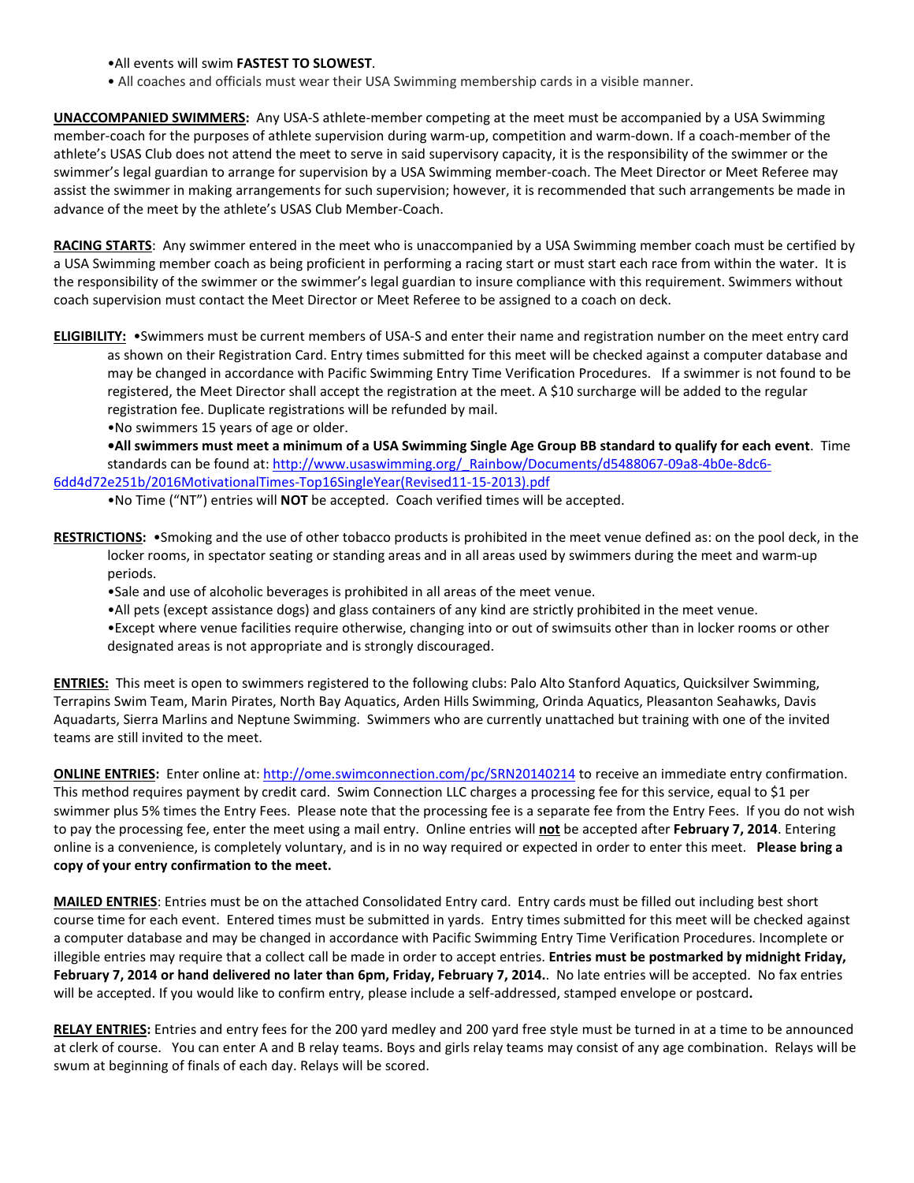- All events will swim **FASTEST TO SLOWEST**.
- All coaches and officials must wear their USA Swimming membership cards in a visible manner.

**UNACCOMPANIED SWIMMERS:** Any USA-S athlete-member competing at the meet must be accompanied by a USA Swimming member-coach for the purposes of athlete supervision during warm-up, competition and warm-down. If a coach-member of the athlete's USAS Club does not attend the meet to serve in said supervisory capacity, it is the responsibility of the swimmer or the swimmer's legal guardian to arrange for supervision by a USA Swimming member-coach. The Meet Director or Meet Referee may assist the swimmer in making arrangements for such supervision; however, it is recommended that such arrangements be made in advance of the meet by the athlete's USAS Club Member-Coach.

**RACING STARTS**: Any swimmer entered in the meet who is unaccompanied by a USA Swimming member coach must be certified by a USA Swimming member coach as being proficient in performing a racing start or must start each race from within the water. It is the responsibility of the swimmer or the swimmer's legal guardian to insure compliance with this requirement. Swimmers without coach supervision must contact the Meet Director or Meet Referee to be assigned to a coach on deck.

**ELIGIBILITY:**
- Swimmers must be current members of USA-S and enter their name and registration number on the meet entry card as shown on their Registration Card. Entry times submitted for this meet will be checked against a computer database and may be changed in accordance with Pacific Swimming Entry Time Verification Procedures. If a swimmer is not found to be registered, the Meet Director shall accept the registration at the meet. A $10 surcharge will be added to the regular registration fee. Duplicate registrations will be refunded by mail.
- No swimmers 15 years of age or older.
- **All swimmers must meet a minimum of a USA Swimming Single Age Group BB standard to qualify for each event**. Time standards can be found at: http://www.usaswimming.org/_Rainbow/Documents/d5488067-09a8-4b0e-8dc6-6dd4d72e251b/2016MotivationalTimes-Top16SingleYear(Revised11-15-2013).pdf
- No Time ("NT") entries will **NOT** be accepted. Coach verified times will be accepted.

**RESTRICTIONS:**
- Smoking and the use of other tobacco products is prohibited in the meet venue defined as: on the pool deck, in the locker rooms, in spectator seating or standing areas and in all areas used by swimmers during the meet and warm-up periods.
- Sale and use of alcoholic beverages is prohibited in all areas of the meet venue.
- All pets (except assistance dogs) and glass containers of any kind are strictly prohibited in the meet venue.
- Except where venue facilities require otherwise, changing into or out of swimsuits other than in locker rooms or other designated areas is not appropriate and is strongly discouraged.

**ENTRIES:** This meet is open to swimmers registered to the following clubs: Palo Alto Stanford Aquatics, Quicksilver Swimming, Terrapins Swim Team, Marin Pirates, North Bay Aquatics, Arden Hills Swimming, Orinda Aquatics, Pleasanton Seahawks, Davis Aquadarts, Sierra Marlins and Neptune Swimming. Swimmers who are currently unattached but training with one of the invited teams are still invited to the meet.

**ONLINE ENTRIES:** Enter online at: http://ome.swimconnection.com/pc/SRN20140214 to receive an immediate entry confirmation. This method requires payment by credit card. Swim Connection LLC charges a processing fee for this service, equal to $1 per swimmer plus 5% times the Entry Fees. Please note that the processing fee is a separate fee from the Entry Fees. If you do not wish to pay the processing fee, enter the meet using a mail entry. Online entries will **not** be accepted after **February 7, 2014**. Entering online is a convenience, is completely voluntary, and is in no way required or expected in order to enter this meet. **Please bring a copy of your entry confirmation to the meet.**

**MAILED ENTRIES**: Entries must be on the attached Consolidated Entry card. Entry cards must be filled out including best short course time for each event. Entered times must be submitted in yards. Entry times submitted for this meet will be checked against a computer database and may be changed in accordance with Pacific Swimming Entry Time Verification Procedures. Incomplete or illegible entries may require that a collect call be made in order to accept entries. **Entries must be postmarked by midnight Friday, February 7, 2014 or hand delivered no later than 6pm, Friday, February 7, 2014.**. No late entries will be accepted. No fax entries will be accepted. If you would like to confirm entry, please include a self-addressed, stamped envelope or postcard**.**

**RELAY ENTRIES:** Entries and entry fees for the 200 yard medley and 200 yard free style must be turned in at a time to be announced at clerk of course. You can enter A and B relay teams. Boys and girls relay teams may consist of any age combination. Relays will be swum at beginning of finals of each day. Relays will be scored.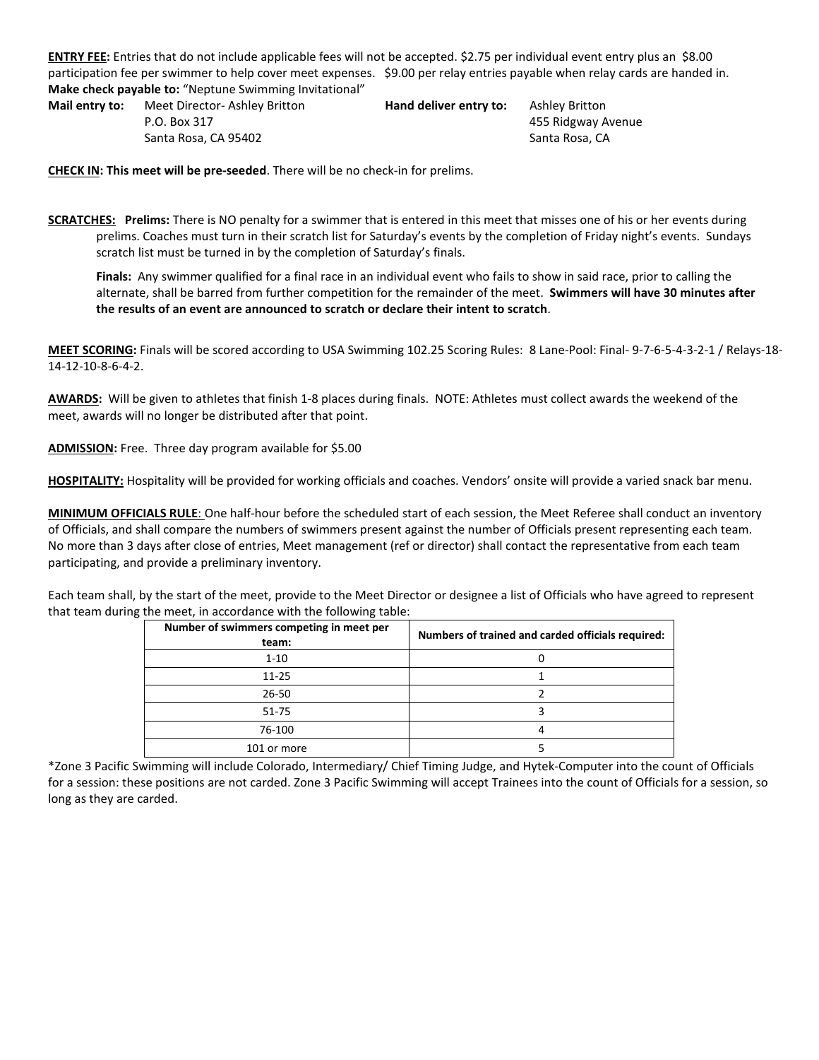**ENTRY FEE:** Entries that do not include applicable fees will not be accepted. $2.75 per individual event entry plus an $8.00 participation fee per swimmer to help cover meet expenses. $9.00 per relay entries payable when relay cards are handed in.

**Make check payable to:** "Neptune Swimming Invitational"

**Mail entry to:**
Meet Director- Ashley Britton
P.O. Box 317
Santa Rosa, CA 95402

**Hand deliver entry to:**
Ashley Britton
455 Ridgway Avenue
Santa Rosa, CA

**CHECK IN: This meet will be pre-seeded**. There will be no check-in for prelims.

**SCRATCHES:** **Prelims:** There is NO penalty for a swimmer that is entered in this meet that misses one of his or her events during prelims. Coaches must turn in their scratch list for Saturday's events by the completion of Friday night's events. Sundays scratch list must be turned in by the completion of Saturday's finals.

**Finals:** Any swimmer qualified for a final race in an individual event who fails to show in said race, prior to calling the alternate, shall be barred from further competition for the remainder of the meet. **Swimmers will have 30 minutes after the results of an event are announced to scratch or declare their intent to scratch**.

**MEET SCORING:** Finals will be scored according to USA Swimming 102.25 Scoring Rules: 8 Lane-Pool: Final- 9-7-6-5-4-3-2-1 / Relays-18-14-12-10-8-6-4-2.

**AWARDS:** Will be given to athletes that finish 1-8 places during finals. NOTE: Athletes must collect awards the weekend of the meet, awards will no longer be distributed after that point.

**ADMISSION:** Free. Three day program available for $5.00

**HOSPITALITY:** Hospitality will be provided for working officials and coaches. Vendors' onsite will provide a varied snack bar menu.

**MINIMUM OFFICIALS RULE**: One half-hour before the scheduled start of each session, the Meet Referee shall conduct an inventory of Officials, and shall compare the numbers of swimmers present against the number of Officials present representing each team. No more than 3 days after close of entries, Meet management (ref or director) shall contact the representative from each team participating, and provide a preliminary inventory.

Each team shall, by the start of the meet, provide to the Meet Director or designee a list of Officials who have agreed to represent that team during the meet, in accordance with the following table:

| Number of swimmers competing in meet per team: | Numbers of trained and carded officials required: |
|---|---|
| 1-10 | 0 |
| 11-25 | 1 |
| 26-50 | 2 |
| 51-75 | 3 |
| 76-100 | 4 |
| 101 or more | 5 |

*Zone 3 Pacific Swimming will include Colorado, Intermediary/ Chief Timing Judge, and Hytek-Computer into the count of Officials for a session: these positions are not carded. Zone 3 Pacific Swimming will accept Trainees into the count of Officials for a session, so long as they are carded.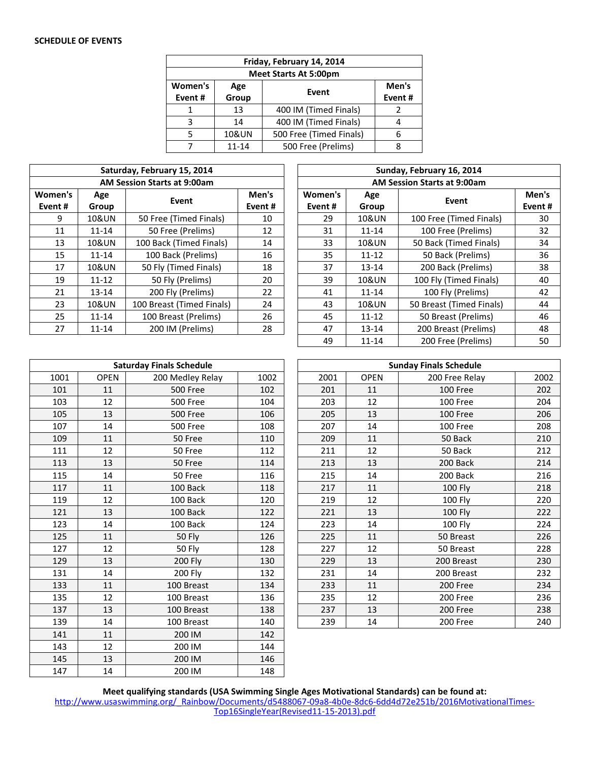**SCHEDULE OF EVENTS**

| Friday, February 14, 2014 | | | |
|---|---|---|---|
| Meet Starts At 5:00pm | | | |
| Women's Event # | Age Group | Event | Men's Event # |
| 1 | 13 | 400 IM (Timed Finals) | 2 |
| 3 | 14 | 400 IM (Timed Finals) | 4 |
| 5 | 10&UN | 500 Free (Timed Finals) | 6 |
| 7 | 11-14 | 500 Free (Prelims) | 8 |

| Saturday, February 15, 2014 | | | |
|---|---|---|---|
| AM Session Starts at 9:00am | | | |
| Women's Event # | Age Group | Event | Men's Event # |
| 9 | 10&UN | 50 Free (Timed Finals) | 10 |
| 11 | 11-14 | 50 Free (Prelims) | 12 |
| 13 | 10&UN | 100 Back (Timed Finals) | 14 |
| 15 | 11-14 | 100 Back (Prelims) | 16 |
| 17 | 10&UN | 50 Fly (Timed Finals) | 18 |
| 19 | 11-12 | 50 Fly (Prelims) | 20 |
| 21 | 13-14 | 200 Fly (Prelims) | 22 |
| 23 | 10&UN | 100 Breast (Timed Finals) | 24 |
| 25 | 11-14 | 100 Breast (Prelims) | 26 |
| 27 | 11-14 | 200 IM (Prelims) | 28 |

| Sunday, February 16, 2014 | | | |
|---|---|---|---|
| AM Session Starts at 9:00am | | | |
| Women's Event # | Age Group | Event | Men's Event # |
| 29 | 10&UN | 100 Free (Timed Finals) | 30 |
| 31 | 11-14 | 100 Free (Prelims) | 32 |
| 33 | 10&UN | 50 Back (Timed Finals) | 34 |
| 35 | 11-12 | 50 Back (Prelims) | 36 |
| 37 | 13-14 | 200 Back (Prelims) | 38 |
| 39 | 10&UN | 100 Fly (Timed Finals) | 40 |
| 41 | 11-14 | 100 Fly (Prelims) | 42 |
| 43 | 10&UN | 50 Breast (Timed Finals) | 44 |
| 45 | 11-12 | 50 Breast (Prelims) | 46 |
| 47 | 13-14 | 200 Breast (Prelims) | 48 |
| 49 | 11-14 | 200 Free (Prelims) | 50 |

| Saturday Finals Schedule | | | |
|---|---|---|---|
| 1001 | OPEN | 200 Medley Relay | 1002 |
| 101 | 11 | 500 Free | 102 |
| 103 | 12 | 500 Free | 104 |
| 105 | 13 | 500 Free | 106 |
| 107 | 14 | 500 Free | 108 |
| 109 | 11 | 50 Free | 110 |
| 111 | 12 | 50 Free | 112 |
| 113 | 13 | 50 Free | 114 |
| 115 | 14 | 50 Free | 116 |
| 117 | 11 | 100 Back | 118 |
| 119 | 12 | 100 Back | 120 |
| 121 | 13 | 100 Back | 122 |
| 123 | 14 | 100 Back | 124 |
| 125 | 11 | 50 Fly | 126 |
| 127 | 12 | 50 Fly | 128 |
| 129 | 13 | 200 Fly | 130 |
| 131 | 14 | 200 Fly | 132 |
| 133 | 11 | 100 Breast | 134 |
| 135 | 12 | 100 Breast | 136 |
| 137 | 13 | 100 Breast | 138 |
| 139 | 14 | 100 Breast | 140 |
| 141 | 11 | 200 IM | 142 |
| 143 | 12 | 200 IM | 144 |
| 145 | 13 | 200 IM | 146 |
| 147 | 14 | 200 IM | 148 |

| Sunday Finals Schedule | | | |
|---|---|---|---|
| 2001 | OPEN | 200 Free Relay | 2002 |
| 201 | 11 | 100 Free | 202 |
| 203 | 12 | 100 Free | 204 |
| 205 | 13 | 100 Free | 206 |
| 207 | 14 | 100 Free | 208 |
| 209 | 11 | 50 Back | 210 |
| 211 | 12 | 50 Back | 212 |
| 213 | 13 | 200 Back | 214 |
| 215 | 14 | 200 Back | 216 |
| 217 | 11 | 100 Fly | 218 |
| 219 | 12 | 100 Fly | 220 |
| 221 | 13 | 100 Fly | 222 |
| 223 | 14 | 100 Fly | 224 |
| 225 | 11 | 50 Breast | 226 |
| 227 | 12 | 50 Breast | 228 |
| 229 | 13 | 200 Breast | 230 |
| 231 | 14 | 200 Breast | 232 |
| 233 | 11 | 200 Free | 234 |
| 235 | 12 | 200 Free | 236 |
| 237 | 13 | 200 Free | 238 |
| 239 | 14 | 200 Free | 240 |

**Meet qualifying standards (USA Swimming Single Ages Motivational Standards) can be found at:**
http://www.usaswimming.org/_Rainbow/Documents/d5488067-09a8-4b0e-8dc6-6dd4d72e251b/2016MotivationalTimes-Top16SingleYear(Revised11-15-2013).pdf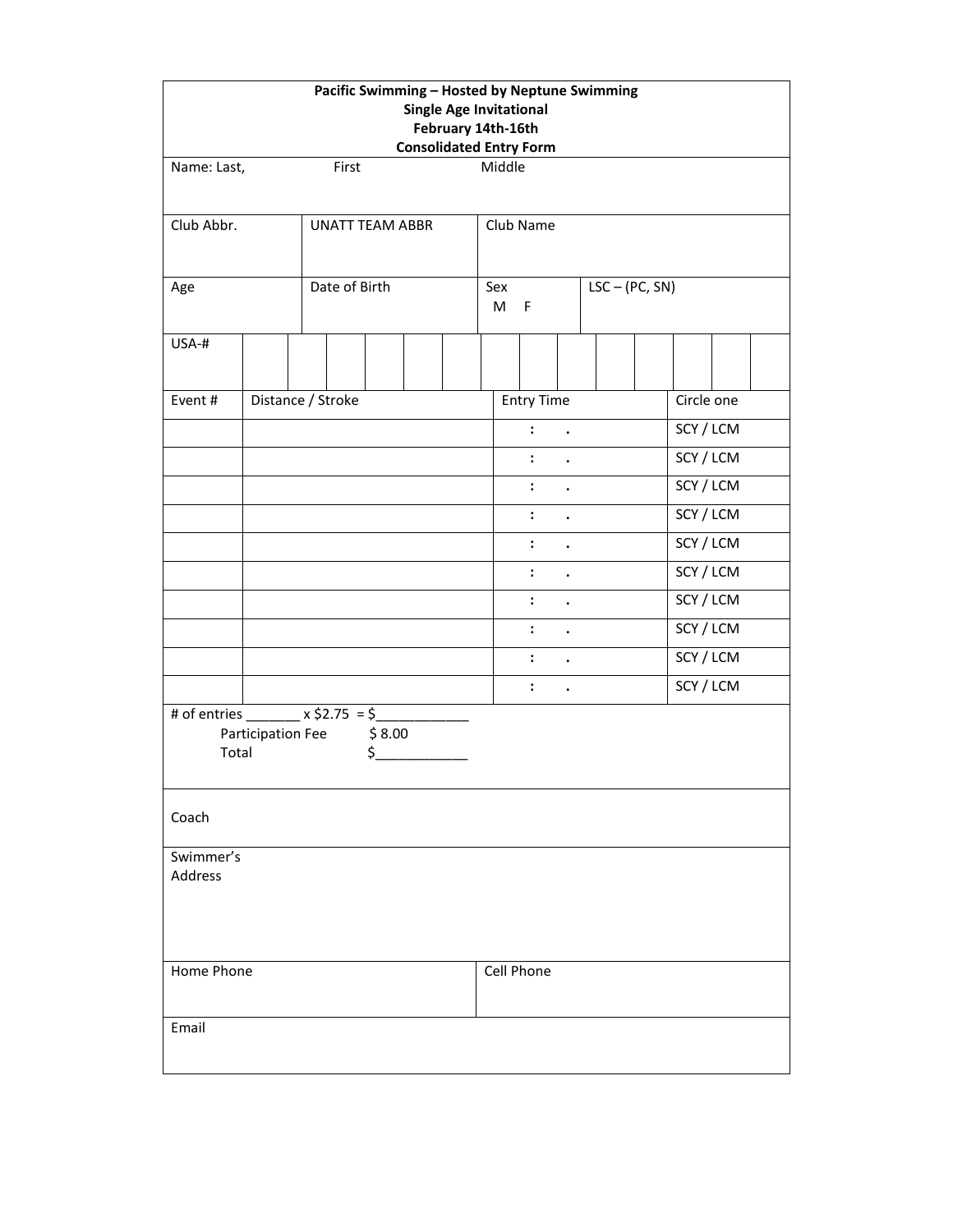**Pacific Swimming – Hosted by Neptune Swimming**
**Single Age Invitational**
**February 14th-16th**
**Consolidated Entry Form**

| | | |
|---|---|---|
| Name: Last, | First | Middle |

| | | |
|---|---|---|
| Club Abbr. | UNATT TEAM ABBR | Club Name |

| | | | |
|---|---|---|---|
| Age | Date of Birth | Sex M F | LSC – (PC, SN) |

| | | | | | | | | | | | | | | |
|---|---|---|---|---|---|---|---|---|---|---|---|---|---|---|
| USA-# | | | | | | | | | | | | | | |

| Event # | Distance / Stroke | Entry Time | Circle one |
|---|---|---|---|
| | | : . | SCY / LCM |
| | | : . | SCY / LCM |
| | | : . | SCY / LCM |
| | | : . | SCY / LCM |
| | | : . | SCY / LCM |
| | | : . | SCY / LCM |
| | | : . | SCY / LCM |
| | | : . | SCY / LCM |
| | | : . | SCY / LCM |
| | | : . | SCY / LCM |

# of entries _______ x $2.75 = $____________
Participation Fee $ 8.00
Total $____________

Coach

Swimmer's Address

| | |
|---|---|
| Home Phone | Cell Phone |

Email